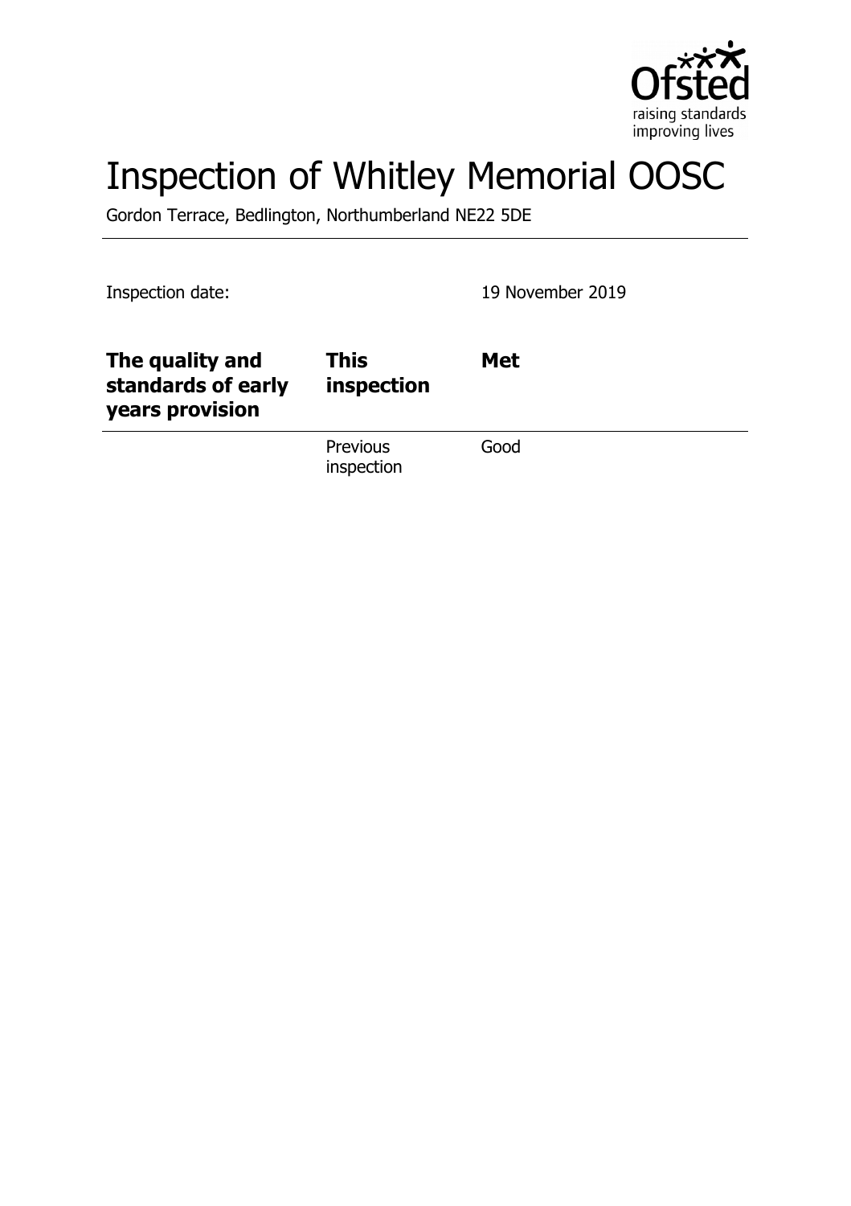# Inspection of Whitley Memorial OOSC

Gordon Terrace, Bedlington, Northumberland NE22 5DE

Inspection date: 19 November 2019

| The quality and standards of early years provision | This inspection | Met |
| --- | --- | --- |
| | Previous inspection | Good |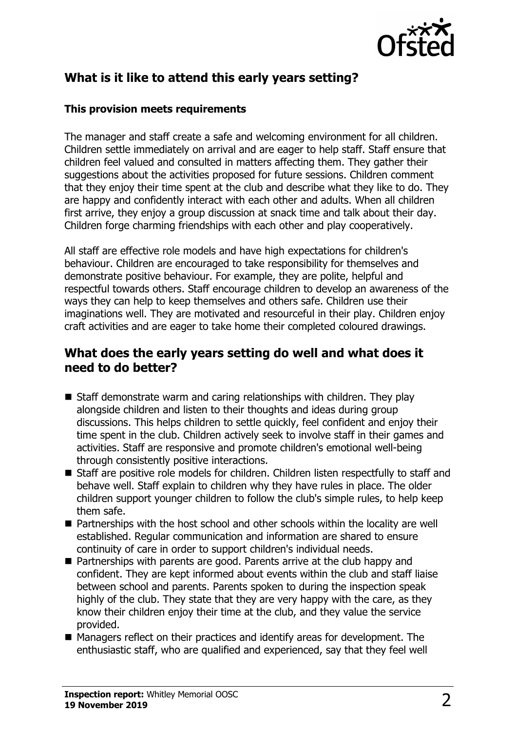## What is it like to attend this early years setting?

### This provision meets requirements

The manager and staff create a safe and welcoming environment for all children. Children settle immediately on arrival and are eager to help staff. Staff ensure that children feel valued and consulted in matters affecting them. They gather their suggestions about the activities proposed for future sessions. Children comment that they enjoy their time spent at the club and describe what they like to do. They are happy and confidently interact with each other and adults. When all children first arrive, they enjoy a group discussion at snack time and talk about their day. Children forge charming friendships with each other and play cooperatively.

All staff are effective role models and have high expectations for children's behaviour. Children are encouraged to take responsibility for themselves and demonstrate positive behaviour. For example, they are polite, helpful and respectful towards others. Staff encourage children to develop an awareness of the ways they can help to keep themselves and others safe. Children use their imaginations well. They are motivated and resourceful in their play. Children enjoy craft activities and are eager to take home their completed coloured drawings.

## What does the early years setting do well and what does it need to do better?

- Staff demonstrate warm and caring relationships with children. They play alongside children and listen to their thoughts and ideas during group discussions. This helps children to settle quickly, feel confident and enjoy their time spent in the club. Children actively seek to involve staff in their games and activities. Staff are responsive and promote children's emotional well-being through consistently positive interactions.
- Staff are positive role models for children. Children listen respectfully to staff and behave well. Staff explain to children why they have rules in place. The older children support younger children to follow the club's simple rules, to help keep them safe.
- Partnerships with the host school and other schools within the locality are well established. Regular communication and information are shared to ensure continuity of care in order to support children's individual needs.
- Partnerships with parents are good. Parents arrive at the club happy and confident. They are kept informed about events within the club and staff liaise between school and parents. Parents spoken to during the inspection speak highly of the club. They state that they are very happy with the care, as they know their children enjoy their time at the club, and they value the service provided.
- Managers reflect on their practices and identify areas for development. The enthusiastic staff, who are qualified and experienced, say that they feel well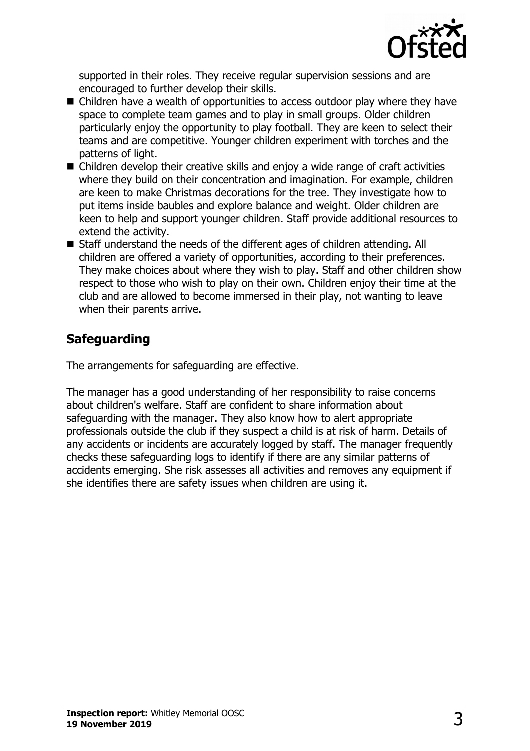supported in their roles. They receive regular supervision sessions and are encouraged to further develop their skills.

- Children have a wealth of opportunities to access outdoor play where they have space to complete team games and to play in small groups. Older children particularly enjoy the opportunity to play football. They are keen to select their teams and are competitive. Younger children experiment with torches and the patterns of light.
- Children develop their creative skills and enjoy a wide range of craft activities where they build on their concentration and imagination. For example, children are keen to make Christmas decorations for the tree. They investigate how to put items inside baubles and explore balance and weight. Older children are keen to help and support younger children. Staff provide additional resources to extend the activity.
- Staff understand the needs of the different ages of children attending. All children are offered a variety of opportunities, according to their preferences. They make choices about where they wish to play. Staff and other children show respect to those who wish to play on their own. Children enjoy their time at the club and are allowed to become immersed in their play, not wanting to leave when their parents arrive.

## Safeguarding

The arrangements for safeguarding are effective.

The manager has a good understanding of her responsibility to raise concerns about children's welfare. Staff are confident to share information about safeguarding with the manager. They also know how to alert appropriate professionals outside the club if they suspect a child is at risk of harm. Details of any accidents or incidents are accurately logged by staff. The manager frequently checks these safeguarding logs to identify if there are any similar patterns of accidents emerging. She risk assesses all activities and removes any equipment if she identifies there are safety issues when children are using it.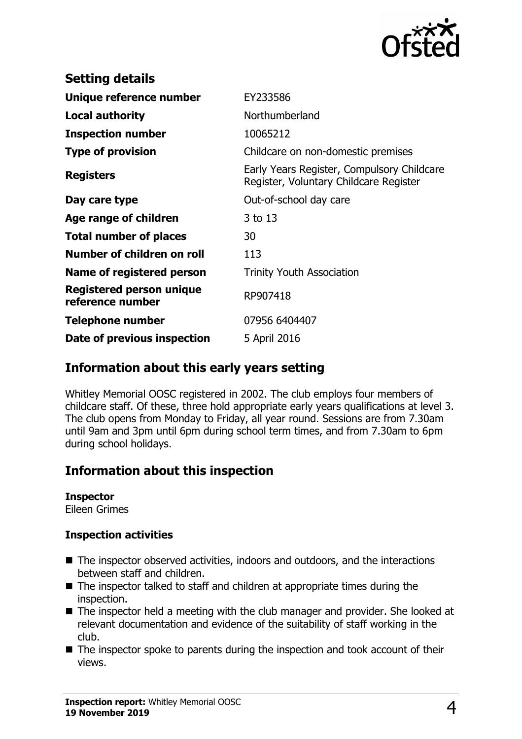## Setting details

| | |
|---|---|
| **Unique reference number** | EY233586 |
| **Local authority** | Northumberland |
| **Inspection number** | 10065212 |
| **Type of provision** | Childcare on non-domestic premises |
| **Registers** | Early Years Register, Compulsory Childcare Register, Voluntary Childcare Register |
| **Day care type** | Out-of-school day care |
| **Age range of children** | 3 to 13 |
| **Total number of places** | 30 |
| **Number of children on roll** | 113 |
| **Name of registered person** | Trinity Youth Association |
| **Registered person unique reference number** | RP907418 |
| **Telephone number** | 07956 6404407 |
| **Date of previous inspection** | 5 April 2016 |

## Information about this early years setting

Whitley Memorial OOSC registered in 2002. The club employs four members of childcare staff. Of these, three hold appropriate early years qualifications at level 3. The club opens from Monday to Friday, all year round. Sessions are from 7.30am until 9am and 3pm until 6pm during school term times, and from 7.30am to 6pm during school holidays.

## Information about this inspection

**Inspector**
Eileen Grimes

**Inspection activities**

- The inspector observed activities, indoors and outdoors, and the interactions between staff and children.
- The inspector talked to staff and children at appropriate times during the inspection.
- The inspector held a meeting with the club manager and provider. She looked at relevant documentation and evidence of the suitability of staff working in the club.
- The inspector spoke to parents during the inspection and took account of their views.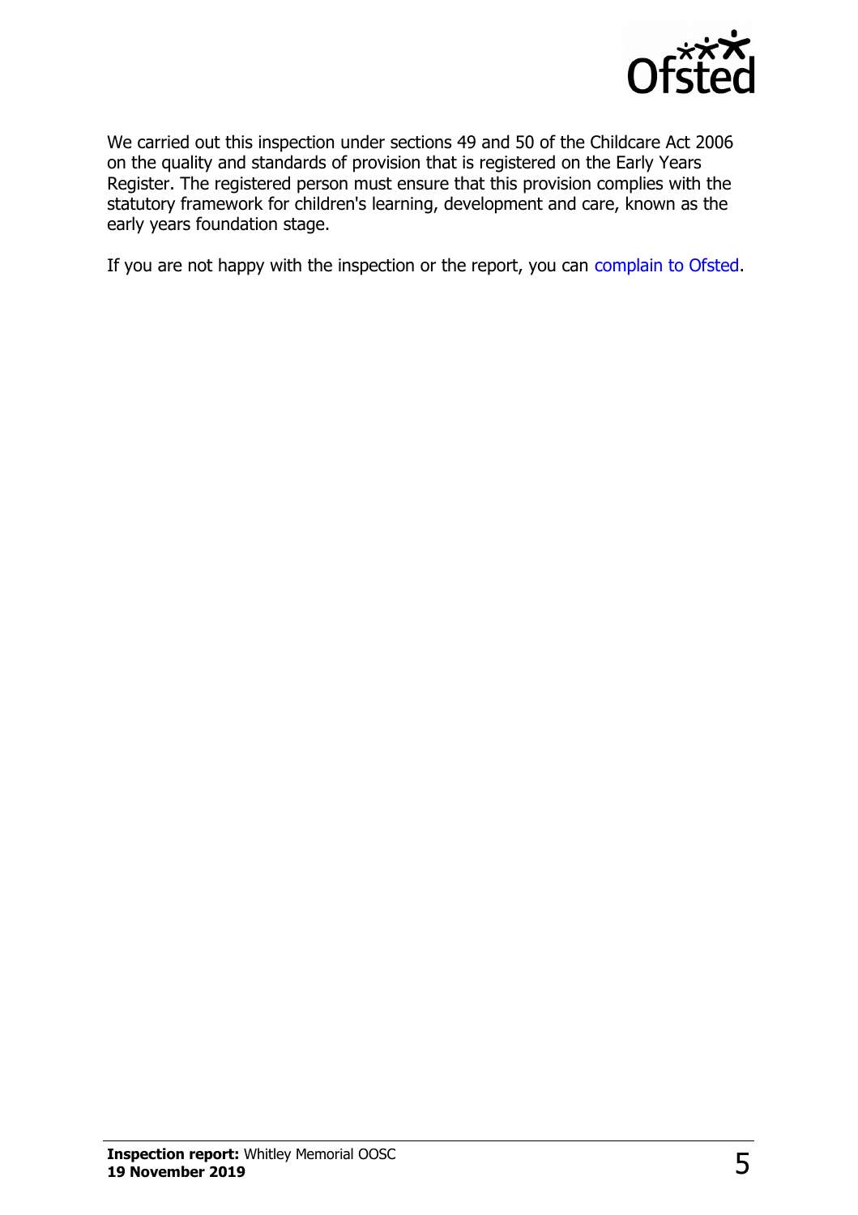We carried out this inspection under sections 49 and 50 of the Childcare Act 2006 on the quality and standards of provision that is registered on the Early Years Register. The registered person must ensure that this provision complies with the statutory framework for children's learning, development and care, known as the early years foundation stage.

If you are not happy with the inspection or the report, you can complain to Ofsted.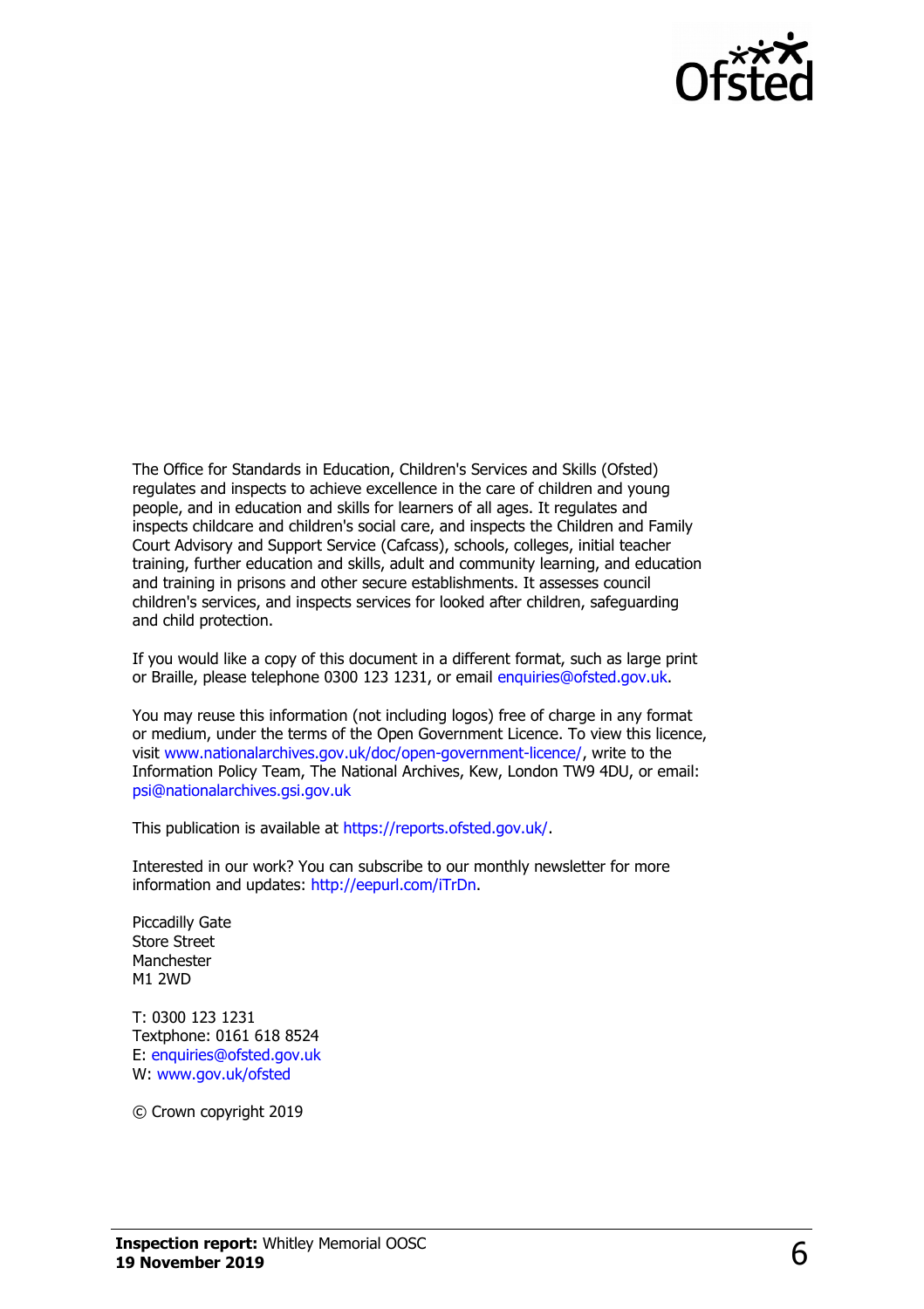The Office for Standards in Education, Children's Services and Skills (Ofsted) regulates and inspects to achieve excellence in the care of children and young people, and in education and skills for learners of all ages. It regulates and inspects childcare and children's social care, and inspects the Children and Family Court Advisory and Support Service (Cafcass), schools, colleges, initial teacher training, further education and skills, adult and community learning, and education and training in prisons and other secure establishments. It assesses council children's services, and inspects services for looked after children, safeguarding and child protection.

If you would like a copy of this document in a different format, such as large print or Braille, please telephone 0300 123 1231, or email enquiries@ofsted.gov.uk.

You may reuse this information (not including logos) free of charge in any format or medium, under the terms of the Open Government Licence. To view this licence, visit www.nationalarchives.gov.uk/doc/open-government-licence/, write to the Information Policy Team, The National Archives, Kew, London TW9 4DU, or email: psi@nationalarchives.gsi.gov.uk

This publication is available at https://reports.ofsted.gov.uk/.

Interested in our work? You can subscribe to our monthly newsletter for more information and updates: http://eepurl.com/iTrDn.

Piccadilly Gate
Store Street
Manchester
M1 2WD

T: 0300 123 1231
Textphone: 0161 618 8524
E: enquiries@ofsted.gov.uk
W: www.gov.uk/ofsted

© Crown copyright 2019